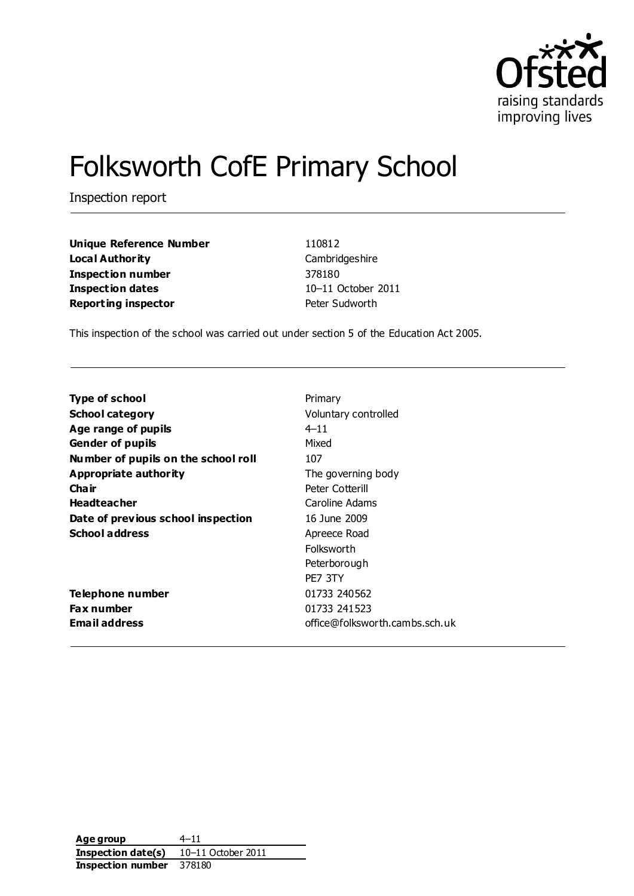Ofsted
raising standards
improving lives

# Folksworth CofE Primary School

Inspection report

| | |
|---|---|
| **Unique Reference Number** | 110812 |
| **Local Authority** | Cambridgeshire |
| **Inspection number** | 378180 |
| **Inspection dates** | 10–11 October 2011 |
| **Reporting inspector** | Peter Sudworth |

This inspection of the school was carried out under section 5 of the Education Act 2005.

| | |
|---|---|
| **Type of school** | Primary |
| **School category** | Voluntary controlled |
| **Age range of pupils** | 4–11 |
| **Gender of pupils** | Mixed |
| **Number of pupils on the school roll** | 107 |
| **Appropriate authority** | The governing body |
| **Chair** | Peter Cotterill |
| **Headteacher** | Caroline Adams |
| **Date of previous school inspection** | 16 June 2009 |
| **School address** | Apreece Road<br>Folksworth<br>Peterborough<br>PE7 3TY |
| **Telephone number** | 01733 240562 |
| **Fax number** | 01733 241523 |
| **Email address** | office@folksworth.cambs.sch.uk |

| | |
|---|---|
| **Age group** | 4–11 |
| **Inspection date(s)** | 10–11 October 2011 |
| **Inspection number** | 378180 |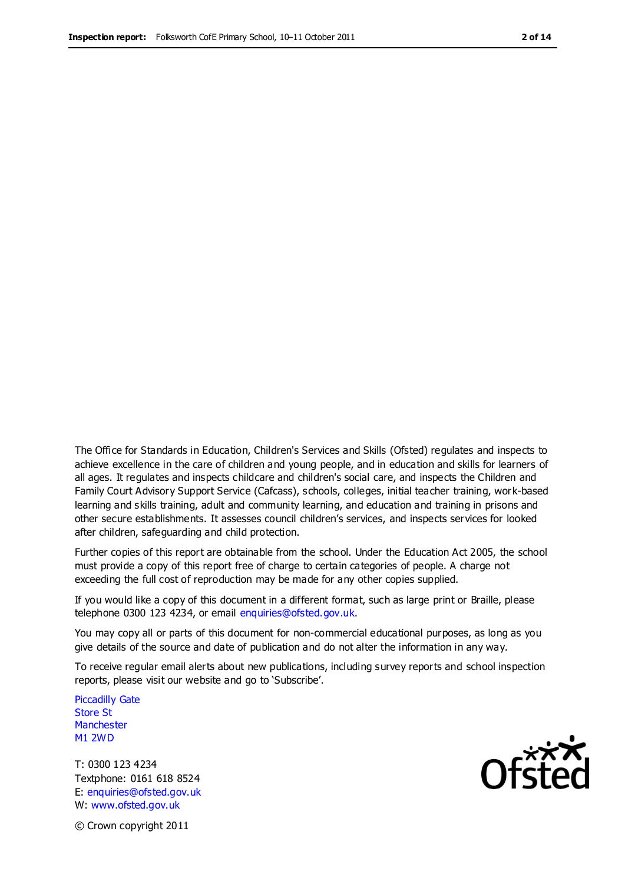The Office for Standards in Education, Children's Services and Skills (Ofsted) regulates and inspects to achieve excellence in the care of children and young people, and in education and skills for learners of all ages. It regulates and inspects childcare and children's social care, and inspects the Children and Family Court Advisory Support Service (Cafcass), schools, colleges, initial teacher training, work-based learning and skills training, adult and community learning, and education and training in prisons and other secure establishments. It assesses council children's services, and inspects services for looked after children, safeguarding and child protection.

Further copies of this report are obtainable from the school. Under the Education Act 2005, the school must provide a copy of this report free of charge to certain categories of people. A charge not exceeding the full cost of reproduction may be made for any other copies supplied.

If you would like a copy of this document in a different format, such as large print or Braille, please telephone 0300 123 4234, or email enquiries@ofsted.gov.uk.

You may copy all or parts of this document for non-commercial educational purposes, as long as you give details of the source and date of publication and do not alter the information in any way.

To receive regular email alerts about new publications, including survey reports and school inspection reports, please visit our website and go to 'Subscribe'.

Piccadilly Gate
Store St
Manchester
M1 2WD

T: 0300 123 4234
Textphone: 0161 618 8524
E: enquiries@ofsted.gov.uk
W: www.ofsted.gov.uk

© Crown copyright 2011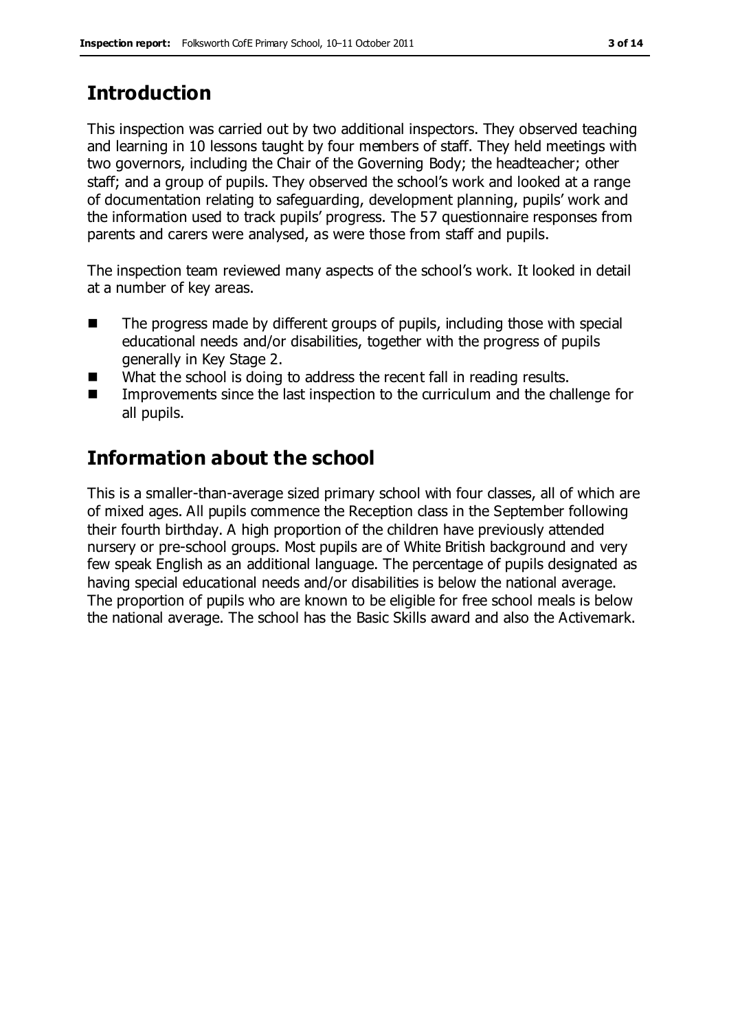## Introduction

This inspection was carried out by two additional inspectors. They observed teaching and learning in 10 lessons taught by four members of staff. They held meetings with two governors, including the Chair of the Governing Body; the headteacher; other staff; and a group of pupils. They observed the school's work and looked at a range of documentation relating to safeguarding, development planning, pupils' work and the information used to track pupils' progress. The 57 questionnaire responses from parents and carers were analysed, as were those from staff and pupils.

The inspection team reviewed many aspects of the school's work. It looked in detail at a number of key areas.

- The progress made by different groups of pupils, including those with special educational needs and/or disabilities, together with the progress of pupils generally in Key Stage 2.
- What the school is doing to address the recent fall in reading results.
- Improvements since the last inspection to the curriculum and the challenge for all pupils.

## Information about the school

This is a smaller-than-average sized primary school with four classes, all of which are of mixed ages. All pupils commence the Reception class in the September following their fourth birthday. A high proportion of the children have previously attended nursery or pre-school groups. Most pupils are of White British background and very few speak English as an additional language. The percentage of pupils designated as having special educational needs and/or disabilities is below the national average. The proportion of pupils who are known to be eligible for free school meals is below the national average. The school has the Basic Skills award and also the Activemark.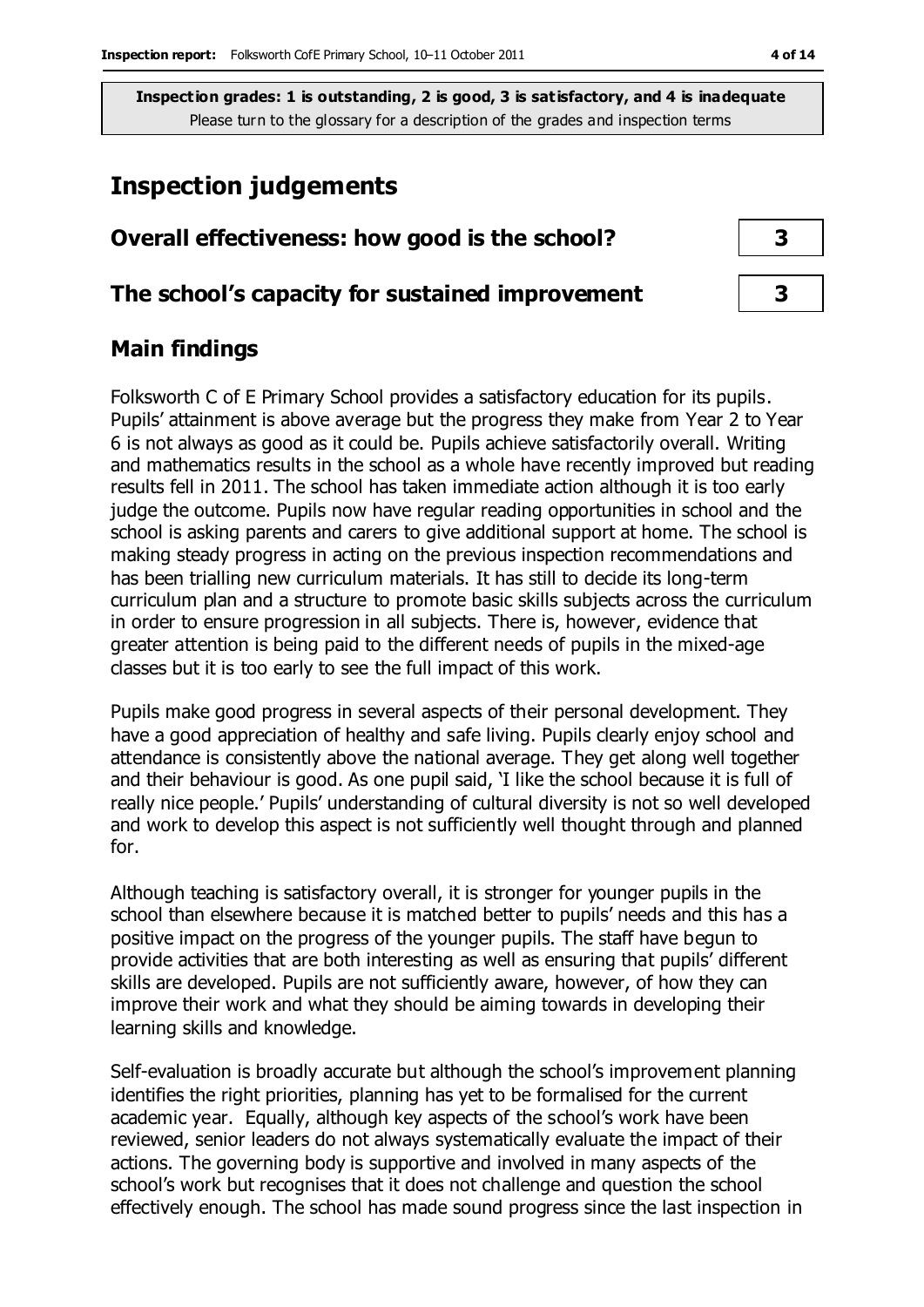**Inspection grades: 1 is outstanding, 2 is good, 3 is satisfactory, and 4 is inadequate**
Please turn to the glossary for a description of the grades and inspection terms

# Inspection judgements

| | |
|---|---|
| **Overall effectiveness: how good is the school?** | **3** |
| **The school's capacity for sustained improvement** | **3** |

## Main findings

Folksworth C of E Primary School provides a satisfactory education for its pupils. Pupils' attainment is above average but the progress they make from Year 2 to Year 6 is not always as good as it could be. Pupils achieve satisfactorily overall. Writing and mathematics results in the school as a whole have recently improved but reading results fell in 2011. The school has taken immediate action although it is too early judge the outcome. Pupils now have regular reading opportunities in school and the school is asking parents and carers to give additional support at home. The school is making steady progress in acting on the previous inspection recommendations and has been trialling new curriculum materials. It has still to decide its long-term curriculum plan and a structure to promote basic skills subjects across the curriculum in order to ensure progression in all subjects. There is, however, evidence that greater attention is being paid to the different needs of pupils in the mixed-age classes but it is too early to see the full impact of this work.

Pupils make good progress in several aspects of their personal development. They have a good appreciation of healthy and safe living. Pupils clearly enjoy school and attendance is consistently above the national average. They get along well together and their behaviour is good. As one pupil said, 'I like the school because it is full of really nice people.' Pupils' understanding of cultural diversity is not so well developed and work to develop this aspect is not sufficiently well thought through and planned for.

Although teaching is satisfactory overall, it is stronger for younger pupils in the school than elsewhere because it is matched better to pupils' needs and this has a positive impact on the progress of the younger pupils. The staff have begun to provide activities that are both interesting as well as ensuring that pupils' different skills are developed. Pupils are not sufficiently aware, however, of how they can improve their work and what they should be aiming towards in developing their learning skills and knowledge.

Self-evaluation is broadly accurate but although the school's improvement planning identifies the right priorities, planning has yet to be formalised for the current academic year. Equally, although key aspects of the school's work have been reviewed, senior leaders do not always systematically evaluate the impact of their actions. The governing body is supportive and involved in many aspects of the school's work but recognises that it does not challenge and question the school effectively enough. The school has made sound progress since the last inspection in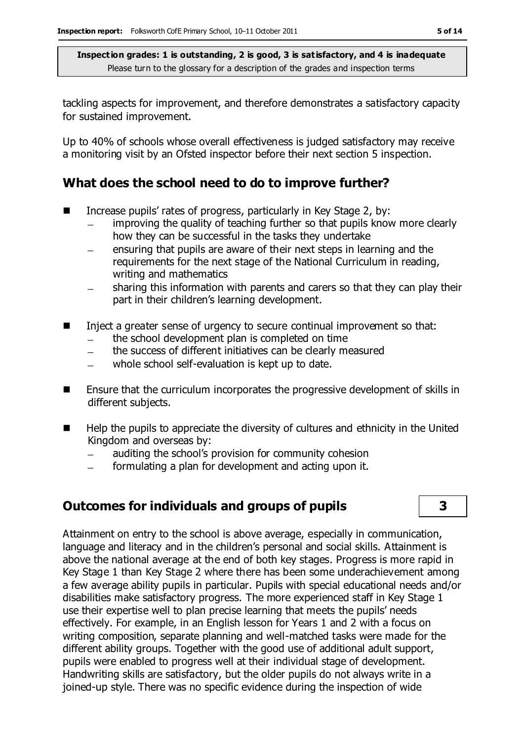tackling aspects for improvement, and therefore demonstrates a satisfactory capacity for sustained improvement.

Up to 40% of schools whose overall effectiveness is judged satisfactory may receive a monitoring visit by an Ofsted inspector before their next section 5 inspection.

## What does the school need to do to improve further?

- Increase pupils' rates of progress, particularly in Key Stage 2, by:
  - improving the quality of teaching further so that pupils know more clearly how they can be successful in the tasks they undertake
  - ensuring that pupils are aware of their next steps in learning and the requirements for the next stage of the National Curriculum in reading, writing and mathematics
  - sharing this information with parents and carers so that they can play their part in their children's learning development.
- Inject a greater sense of urgency to secure continual improvement so that:
  - the school development plan is completed on time
  - the success of different initiatives can be clearly measured
  - whole school self-evaluation is kept up to date.
- Ensure that the curriculum incorporates the progressive development of skills in different subjects.
- Help the pupils to appreciate the diversity of cultures and ethnicity in the United Kingdom and overseas by:
  - auditing the school's provision for community cohesion
  - formulating a plan for development and acting upon it.

## Outcomes for individuals and groups of pupils — 3

Attainment on entry to the school is above average, especially in communication, language and literacy and in the children's personal and social skills. Attainment is above the national average at the end of both key stages. Progress is more rapid in Key Stage 1 than Key Stage 2 where there has been some underachievement among a few average ability pupils in particular. Pupils with special educational needs and/or disabilities make satisfactory progress. The more experienced staff in Key Stage 1 use their expertise well to plan precise learning that meets the pupils' needs effectively. For example, in an English lesson for Years 1 and 2 with a focus on writing composition, separate planning and well-matched tasks were made for the different ability groups. Together with the good use of additional adult support, pupils were enabled to progress well at their individual stage of development. Handwriting skills are satisfactory, but the older pupils do not always write in a joined-up style. There was no specific evidence during the inspection of wide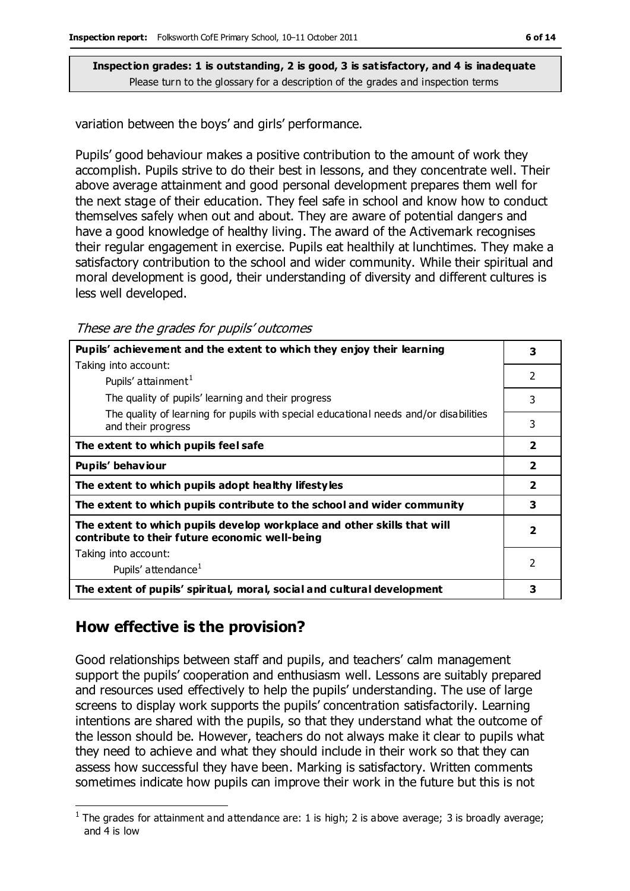**Inspection grades: 1 is outstanding, 2 is good, 3 is satisfactory, and 4 is inadequate**
Please turn to the glossary for a description of the grades and inspection terms

variation between the boys' and girls' performance.

Pupils' good behaviour makes a positive contribution to the amount of work they accomplish. Pupils strive to do their best in lessons, and they concentrate well. Their above average attainment and good personal development prepares them well for the next stage of their education. They feel safe in school and know how to conduct themselves safely when out and about. They are aware of potential dangers and have a good knowledge of healthy living. The award of the Activemark recognises their regular engagement in exercise. Pupils eat healthily at lunchtimes. They make a satisfactory contribution to the school and wider community. While their spiritual and moral development is good, their understanding of diversity and different cultures is less well developed.

*These are the grades for pupils' outcomes*

| | |
|---|---|
| **Pupils' achievement and the extent to which they enjoy their learning** | **3** |
| Taking into account: Pupils' attainment[1] | 2 |
| The quality of pupils' learning and their progress | 3 |
| The quality of learning for pupils with special educational needs and/or disabilities and their progress | 3 |
| **The extent to which pupils feel safe** | **2** |
| **Pupils' behaviour** | **2** |
| **The extent to which pupils adopt healthy lifestyles** | **2** |
| **The extent to which pupils contribute to the school and wider community** | **3** |
| **The extent to which pupils develop workplace and other skills that will contribute to their future economic well-being** | **2** |
| Taking into account: Pupils' attendance[1] | 2 |
| **The extent of pupils' spiritual, moral, social and cultural development** | **3** |

## How effective is the provision?

Good relationships between staff and pupils, and teachers' calm management support the pupils' cooperation and enthusiasm well. Lessons are suitably prepared and resources used effectively to help the pupils' understanding. The use of large screens to display work supports the pupils' concentration satisfactorily. Learning intentions are shared with the pupils, so that they understand what the outcome of the lesson should be. However, teachers do not always make it clear to pupils what they need to achieve and what they should include in their work so that they can assess how successful they have been. Marking is satisfactory. Written comments sometimes indicate how pupils can improve their work in the future but this is not

[1] The grades for attainment and attendance are: 1 is high; 2 is above average; 3 is broadly average; and 4 is low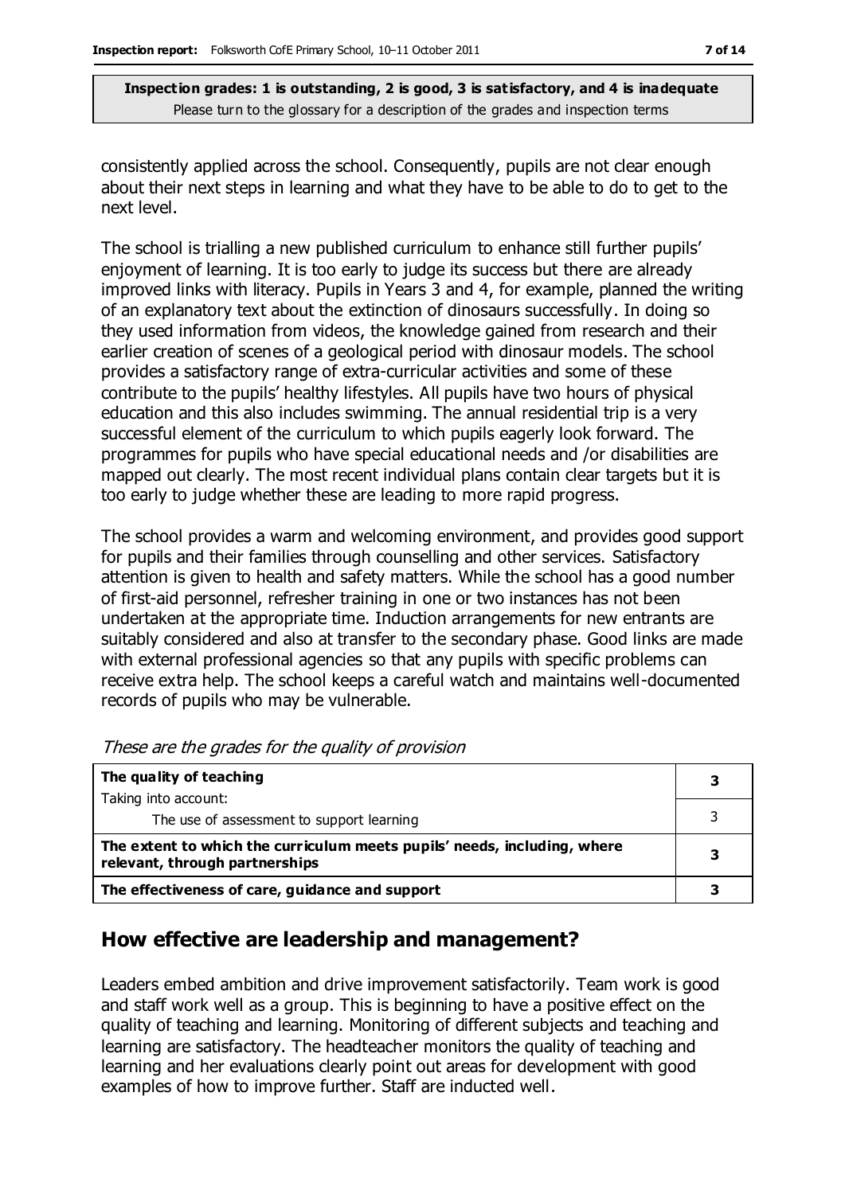consistently applied across the school. Consequently, pupils are not clear enough about their next steps in learning and what they have to be able to do to get to the next level.

The school is trialling a new published curriculum to enhance still further pupils' enjoyment of learning. It is too early to judge its success but there are already improved links with literacy. Pupils in Years 3 and 4, for example, planned the writing of an explanatory text about the extinction of dinosaurs successfully. In doing so they used information from videos, the knowledge gained from research and their earlier creation of scenes of a geological period with dinosaur models. The school provides a satisfactory range of extra-curricular activities and some of these contribute to the pupils' healthy lifestyles. All pupils have two hours of physical education and this also includes swimming. The annual residential trip is a very successful element of the curriculum to which pupils eagerly look forward. The programmes for pupils who have special educational needs and /or disabilities are mapped out clearly. The most recent individual plans contain clear targets but it is too early to judge whether these are leading to more rapid progress.

The school provides a warm and welcoming environment, and provides good support for pupils and their families through counselling and other services. Satisfactory attention is given to health and safety matters. While the school has a good number of first-aid personnel, refresher training in one or two instances has not been undertaken at the appropriate time. Induction arrangements for new entrants are suitably considered and also at transfer to the secondary phase. Good links are made with external professional agencies so that any pupils with specific problems can receive extra help. The school keeps a careful watch and maintains well-documented records of pupils who may be vulnerable.

*These are the grades for the quality of provision*

| | |
|---|---|
| **The quality of teaching** | **3** |
| Taking into account: The use of assessment to support learning | 3 |
| **The extent to which the curriculum meets pupils' needs, including, where relevant, through partnerships** | **3** |
| **The effectiveness of care, guidance and support** | **3** |

## How effective are leadership and management?

Leaders embed ambition and drive improvement satisfactorily. Team work is good and staff work well as a group. This is beginning to have a positive effect on the quality of teaching and learning. Monitoring of different subjects and teaching and learning are satisfactory. The headteacher monitors the quality of teaching and learning and her evaluations clearly point out areas for development with good examples of how to improve further. Staff are inducted well.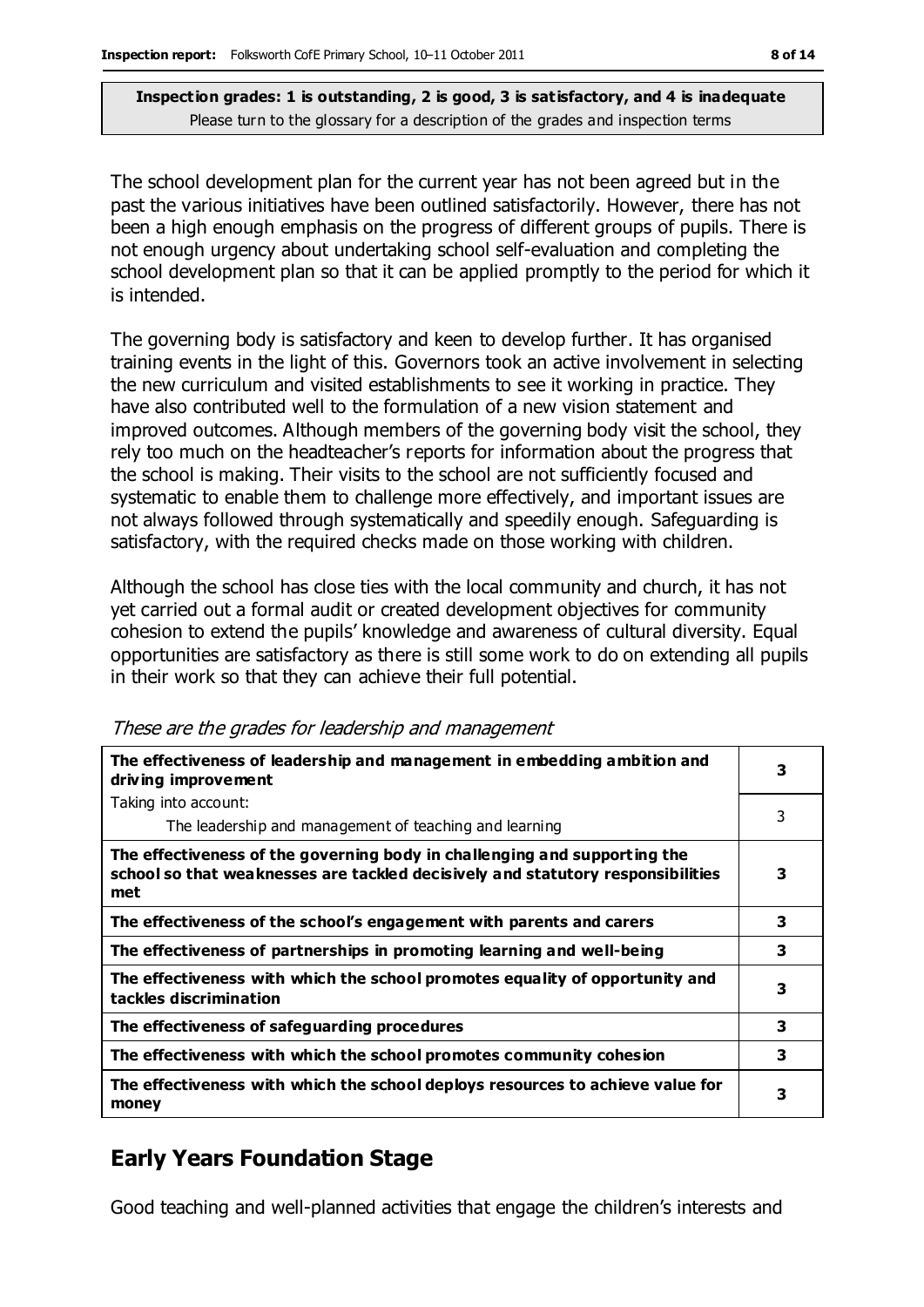**Inspection grades: 1 is outstanding, 2 is good, 3 is satisfactory, and 4 is inadequate**
Please turn to the glossary for a description of the grades and inspection terms

The school development plan for the current year has not been agreed but in the past the various initiatives have been outlined satisfactorily. However, there has not been a high enough emphasis on the progress of different groups of pupils. There is not enough urgency about undertaking school self-evaluation and completing the school development plan so that it can be applied promptly to the period for which it is intended.

The governing body is satisfactory and keen to develop further. It has organised training events in the light of this. Governors took an active involvement in selecting the new curriculum and visited establishments to see it working in practice. They have also contributed well to the formulation of a new vision statement and improved outcomes. Although members of the governing body visit the school, they rely too much on the headteacher's reports for information about the progress that the school is making. Their visits to the school are not sufficiently focused and systematic to enable them to challenge more effectively, and important issues are not always followed through systematically and speedily enough. Safeguarding is satisfactory, with the required checks made on those working with children.

Although the school has close ties with the local community and church, it has not yet carried out a formal audit or created development objectives for community cohesion to extend the pupils' knowledge and awareness of cultural diversity. Equal opportunities are satisfactory as there is still some work to do on extending all pupils in their work so that they can achieve their full potential.

*These are the grades for leadership and management*

| | |
|---|---|
| **The effectiveness of leadership and management in embedding ambition and driving improvement** | **3** |
| Taking into account:<br>The leadership and management of teaching and learning | 3 |
| **The effectiveness of the governing body in challenging and supporting the school so that weaknesses are tackled decisively and statutory responsibilities met** | **3** |
| **The effectiveness of the school's engagement with parents and carers** | **3** |
| **The effectiveness of partnerships in promoting learning and well-being** | **3** |
| **The effectiveness with which the school promotes equality of opportunity and tackles discrimination** | **3** |
| **The effectiveness of safeguarding procedures** | **3** |
| **The effectiveness with which the school promotes community cohesion** | **3** |
| **The effectiveness with which the school deploys resources to achieve value for money** | **3** |

## Early Years Foundation Stage

Good teaching and well-planned activities that engage the children's interests and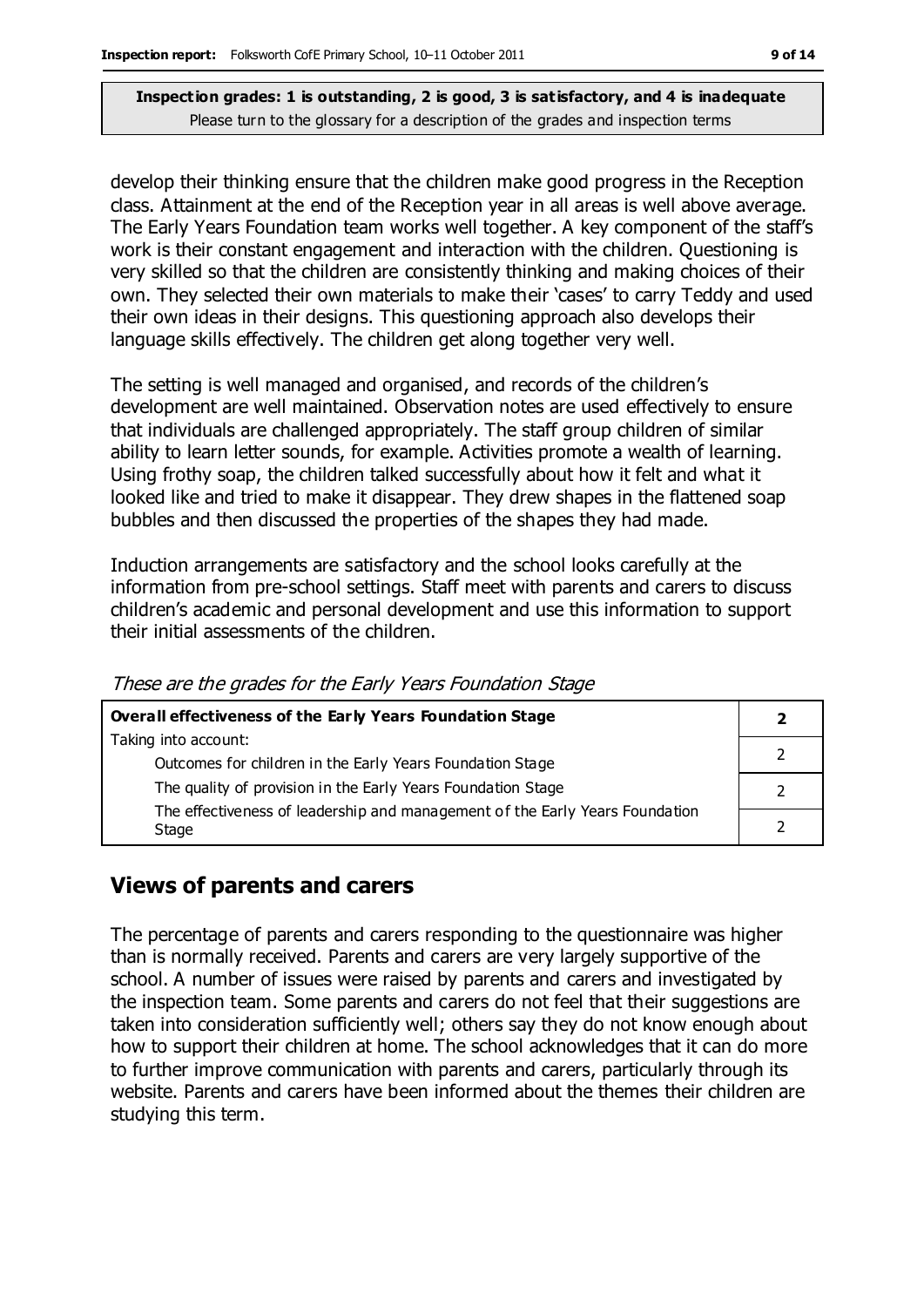**Inspection grades: 1 is outstanding, 2 is good, 3 is satisfactory, and 4 is inadequate**
Please turn to the glossary for a description of the grades and inspection terms

develop their thinking ensure that the children make good progress in the Reception class. Attainment at the end of the Reception year in all areas is well above average. The Early Years Foundation team works well together. A key component of the staff's work is their constant engagement and interaction with the children. Questioning is very skilled so that the children are consistently thinking and making choices of their own. They selected their own materials to make their 'cases' to carry Teddy and used their own ideas in their designs. This questioning approach also develops their language skills effectively. The children get along together very well.

The setting is well managed and organised, and records of the children's development are well maintained. Observation notes are used effectively to ensure that individuals are challenged appropriately. The staff group children of similar ability to learn letter sounds, for example. Activities promote a wealth of learning. Using frothy soap, the children talked successfully about how it felt and what it looked like and tried to make it disappear. They drew shapes in the flattened soap bubbles and then discussed the properties of the shapes they had made.

Induction arrangements are satisfactory and the school looks carefully at the information from pre-school settings. Staff meet with parents and carers to discuss children's academic and personal development and use this information to support their initial assessments of the children.

*These are the grades for the Early Years Foundation Stage*

| **Overall effectiveness of the Early Years Foundation Stage** | **2** |
|---|---|
| Taking into account:<br>Outcomes for children in the Early Years Foundation Stage | 2 |
| The quality of provision in the Early Years Foundation Stage | 2 |
| The effectiveness of leadership and management of the Early Years Foundation Stage | 2 |

## Views of parents and carers

The percentage of parents and carers responding to the questionnaire was higher than is normally received. Parents and carers are very largely supportive of the school. A number of issues were raised by parents and carers and investigated by the inspection team. Some parents and carers do not feel that their suggestions are taken into consideration sufficiently well; others say they do not know enough about how to support their children at home. The school acknowledges that it can do more to further improve communication with parents and carers, particularly through its website. Parents and carers have been informed about the themes their children are studying this term.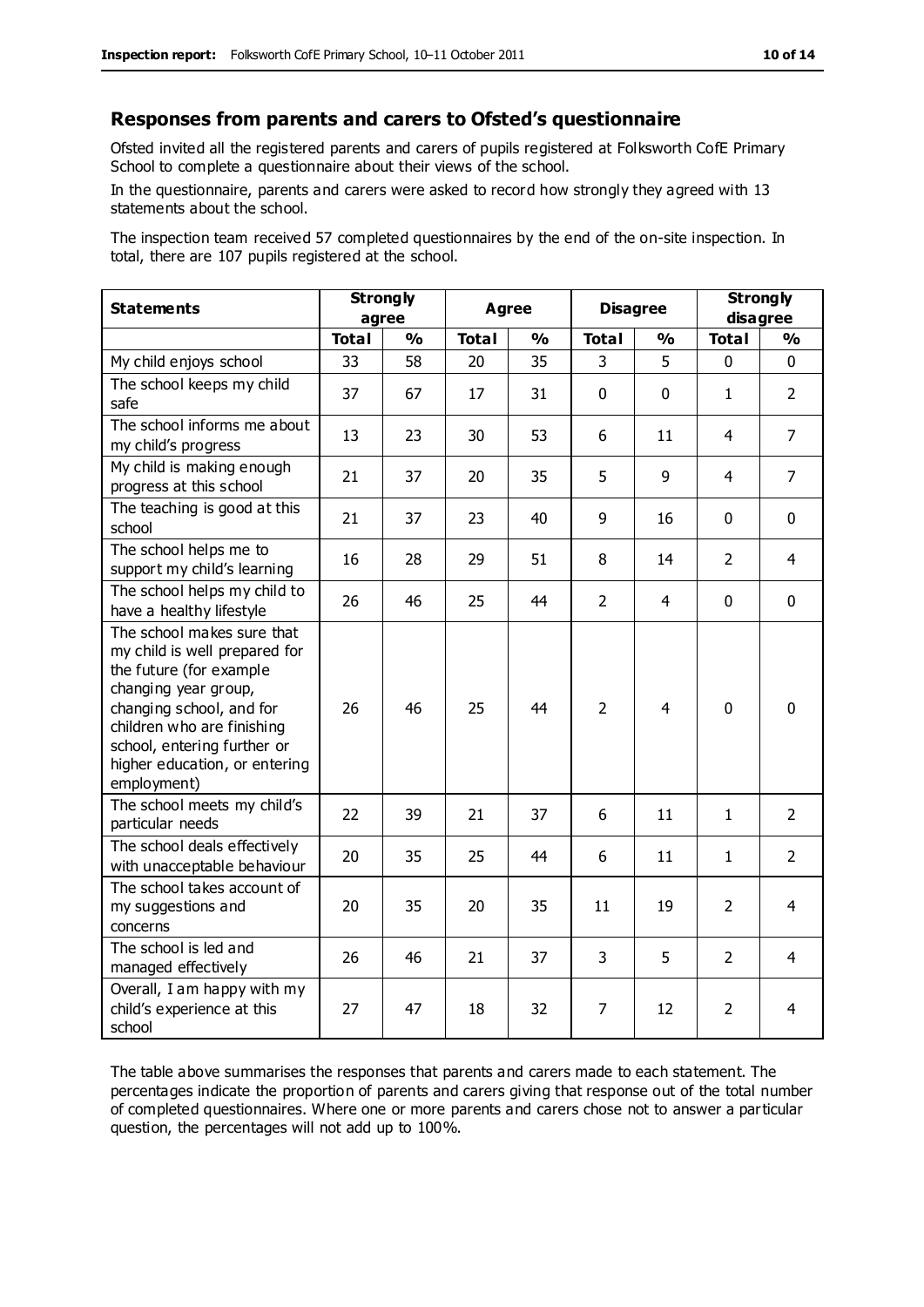## Responses from parents and carers to Ofsted's questionnaire

Ofsted invited all the registered parents and carers of pupils registered at Folksworth CofE Primary School to complete a questionnaire about their views of the school.

In the questionnaire, parents and carers were asked to record how strongly they agreed with 13 statements about the school.

The inspection team received 57 completed questionnaires by the end of the on-site inspection. In total, there are 107 pupils registered at the school.

| Statements | Strongly agree | | Agree | | Disagree | | Strongly disagree | |
|---|---|---|---|---|---|---|---|---|
| | Total | % | Total | % | Total | % | Total | % |
| My child enjoys school | 33 | 58 | 20 | 35 | 3 | 5 | 0 | 0 |
| The school keeps my child safe | 37 | 67 | 17 | 31 | 0 | 0 | 1 | 2 |
| The school informs me about my child's progress | 13 | 23 | 30 | 53 | 6 | 11 | 4 | 7 |
| My child is making enough progress at this school | 21 | 37 | 20 | 35 | 5 | 9 | 4 | 7 |
| The teaching is good at this school | 21 | 37 | 23 | 40 | 9 | 16 | 0 | 0 |
| The school helps me to support my child's learning | 16 | 28 | 29 | 51 | 8 | 14 | 2 | 4 |
| The school helps my child to have a healthy lifestyle | 26 | 46 | 25 | 44 | 2 | 4 | 0 | 0 |
| The school makes sure that my child is well prepared for the future (for example changing year group, changing school, and for children who are finishing school, entering further or higher education, or entering employment) | 26 | 46 | 25 | 44 | 2 | 4 | 0 | 0 |
| The school meets my child's particular needs | 22 | 39 | 21 | 37 | 6 | 11 | 1 | 2 |
| The school deals effectively with unacceptable behaviour | 20 | 35 | 25 | 44 | 6 | 11 | 1 | 2 |
| The school takes account of my suggestions and concerns | 20 | 35 | 20 | 35 | 11 | 19 | 2 | 4 |
| The school is led and managed effectively | 26 | 46 | 21 | 37 | 3 | 5 | 2 | 4 |
| Overall, I am happy with my child's experience at this school | 27 | 47 | 18 | 32 | 7 | 12 | 2 | 4 |

The table above summarises the responses that parents and carers made to each statement. The percentages indicate the proportion of parents and carers giving that response out of the total number of completed questionnaires. Where one or more parents and carers chose not to answer a particular question, the percentages will not add up to 100%.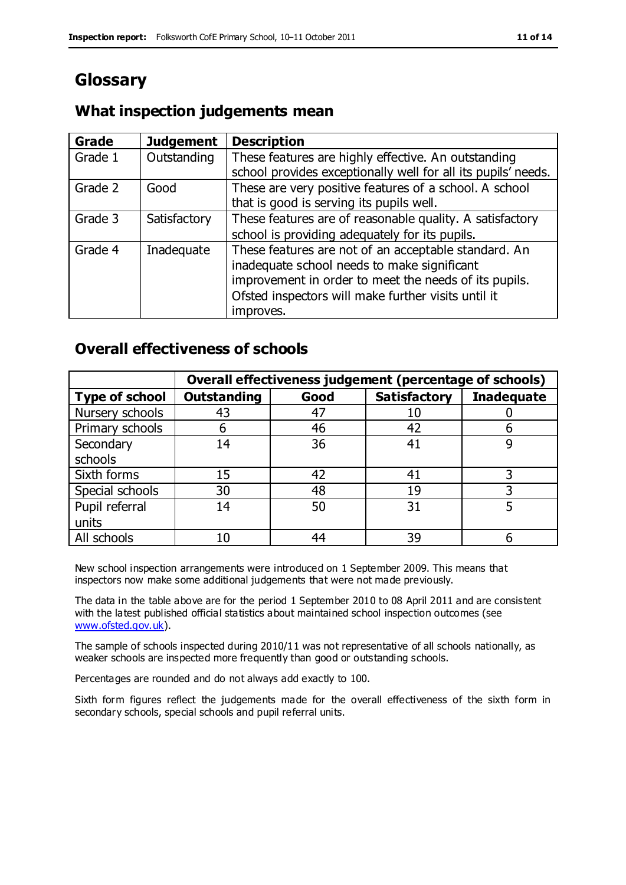# Glossary

## What inspection judgements mean

| Grade | Judgement | Description |
| --- | --- | --- |
| Grade 1 | Outstanding | These features are highly effective. An outstanding school provides exceptionally well for all its pupils' needs. |
| Grade 2 | Good | These are very positive features of a school. A school that is good is serving its pupils well. |
| Grade 3 | Satisfactory | These features are of reasonable quality. A satisfactory school is providing adequately for its pupils. |
| Grade 4 | Inadequate | These features are not of an acceptable standard. An inadequate school needs to make significant improvement in order to meet the needs of its pupils. Ofsted inspectors will make further visits until it improves. |

## Overall effectiveness of schools

| | Overall effectiveness judgement (percentage of schools) | | | |
| --- | --- | --- | --- | --- |
| **Type of school** | **Outstanding** | **Good** | **Satisfactory** | **Inadequate** |
| Nursery schools | 43 | 47 | 10 | 0 |
| Primary schools | 6 | 46 | 42 | 6 |
| Secondary schools | 14 | 36 | 41 | 9 |
| Sixth forms | 15 | 42 | 41 | 3 |
| Special schools | 30 | 48 | 19 | 3 |
| Pupil referral units | 14 | 50 | 31 | 5 |
| All schools | 10 | 44 | 39 | 6 |

New school inspection arrangements were introduced on 1 September 2009. This means that inspectors now make some additional judgements that were not made previously.

The data in the table above are for the period 1 September 2010 to 08 April 2011 and are consistent with the latest published official statistics about maintained school inspection outcomes (see www.ofsted.gov.uk).

The sample of schools inspected during 2010/11 was not representative of all schools nationally, as weaker schools are inspected more frequently than good or outstanding schools.

Percentages are rounded and do not always add exactly to 100.

Sixth form figures reflect the judgements made for the overall effectiveness of the sixth form in secondary schools, special schools and pupil referral units.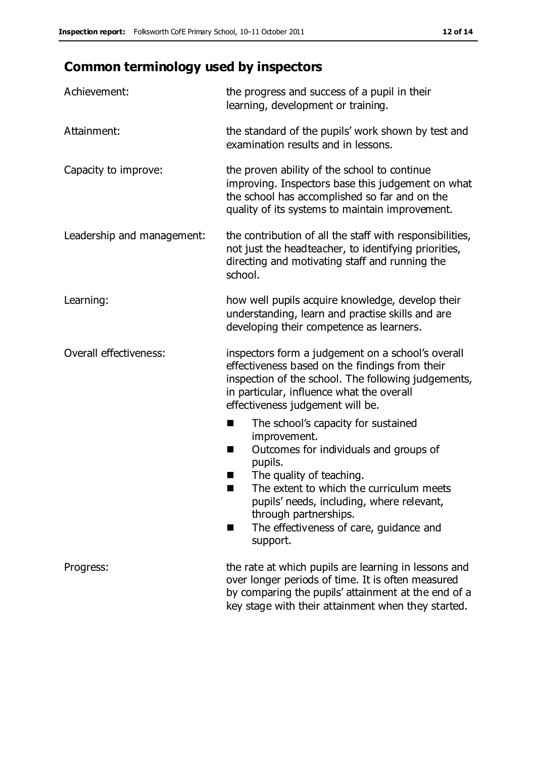## Common terminology used by inspectors

| | |
|---|---|
| Achievement: | the progress and success of a pupil in their learning, development or training. |
| Attainment: | the standard of the pupils' work shown by test and examination results and in lessons. |
| Capacity to improve: | the proven ability of the school to continue improving. Inspectors base this judgement on what the school has accomplished so far and on the quality of its systems to maintain improvement. |
| Leadership and management: | the contribution of all the staff with responsibilities, not just the headteacher, to identifying priorities, directing and motivating staff and running the school. |
| Learning: | how well pupils acquire knowledge, develop their understanding, learn and practise skills and are developing their competence as learners. |
| Overall effectiveness: | inspectors form a judgement on a school's overall effectiveness based on the findings from their inspection of the school. The following judgements, in particular, influence what the overall effectiveness judgement will be. <br>■ The school's capacity for sustained improvement.<br>■ Outcomes for individuals and groups of pupils.<br>■ The quality of teaching.<br>■ The extent to which the curriculum meets pupils' needs, including, where relevant, through partnerships.<br>■ The effectiveness of care, guidance and support. |
| Progress: | the rate at which pupils are learning in lessons and over longer periods of time. It is often measured by comparing the pupils' attainment at the end of a key stage with their attainment when they started. |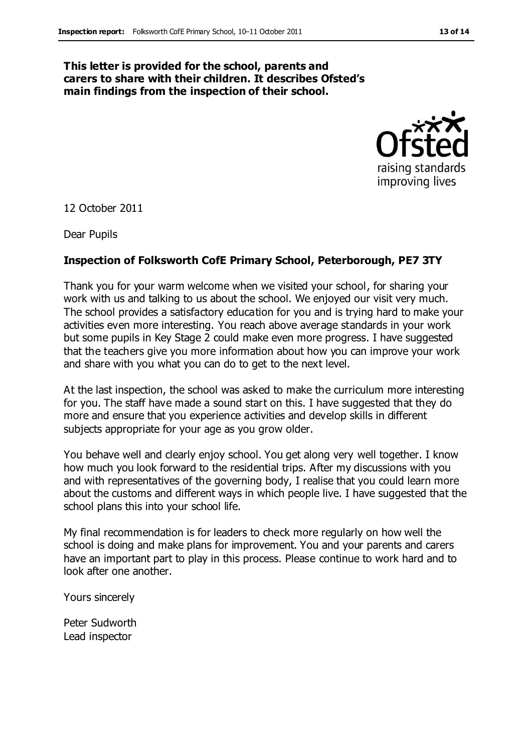**This letter is provided for the school, parents and carers to share with their children. It describes Ofsted's main findings from the inspection of their school.**

12 October 2011

Dear Pupils

**Inspection of Folksworth CofE Primary School, Peterborough, PE7 3TY**

Thank you for your warm welcome when we visited your school, for sharing your work with us and talking to us about the school. We enjoyed our visit very much. The school provides a satisfactory education for you and is trying hard to make your activities even more interesting. You reach above average standards in your work but some pupils in Key Stage 2 could make even more progress. I have suggested that the teachers give you more information about how you can improve your work and share with you what you can do to get to the next level.

At the last inspection, the school was asked to make the curriculum more interesting for you. The staff have made a sound start on this. I have suggested that they do more and ensure that you experience activities and develop skills in different subjects appropriate for your age as you grow older.

You behave well and clearly enjoy school. You get along very well together. I know how much you look forward to the residential trips. After my discussions with you and with representatives of the governing body, I realise that you could learn more about the customs and different ways in which people live. I have suggested that the school plans this into your school life.

My final recommendation is for leaders to check more regularly on how well the school is doing and make plans for improvement. You and your parents and carers have an important part to play in this process. Please continue to work hard and to look after one another.

Yours sincerely

Peter Sudworth
Lead inspector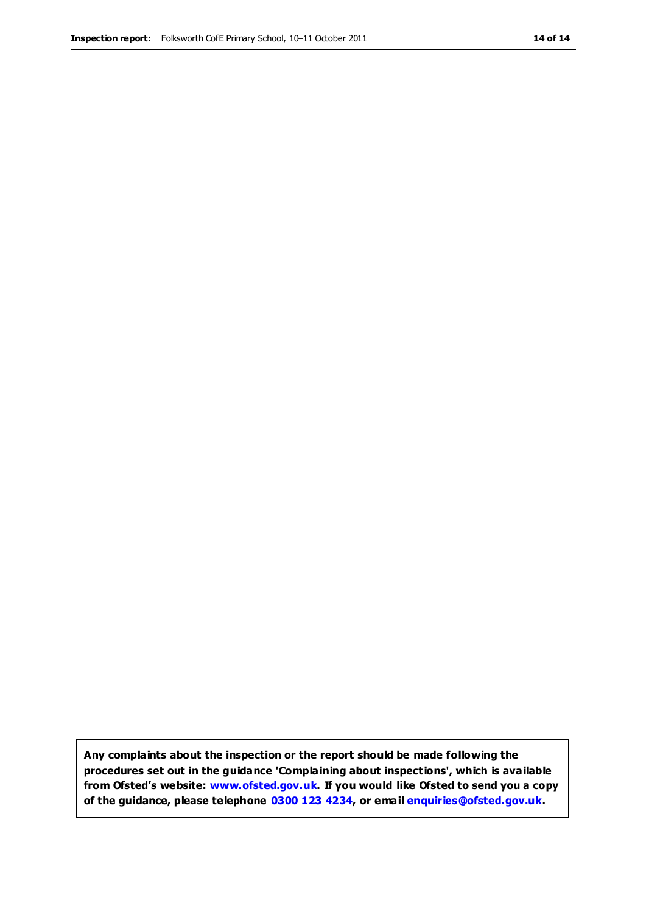**Any complaints about the inspection or the report should be made following the procedures set out in the guidance 'Complaining about inspections', which is available from Ofsted's website: www.ofsted.gov.uk. If you would like Ofsted to send you a copy of the guidance, please telephone 0300 123 4234, or email enquiries@ofsted.gov.uk.**